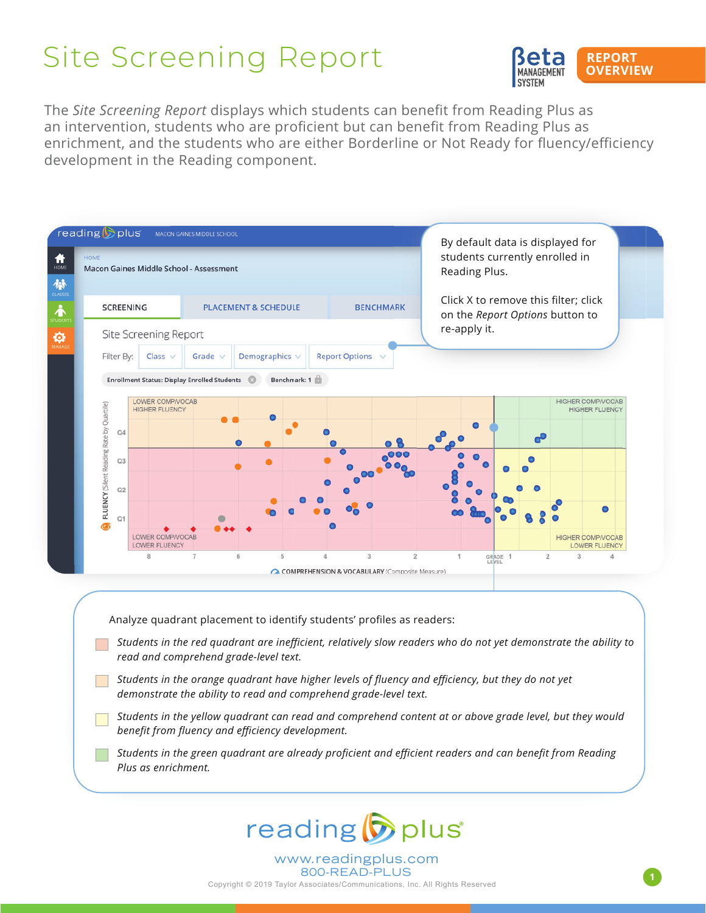# Site Screening Report

Beta MANAGEMENT SYSTEM

REPORT OVERVIEW

The *Site Screening Report* displays which students can benefit from Reading Plus as an intervention, students who are proficient but can benefit from Reading Plus as enrichment, and the students who are either Borderline or Not Ready for fluency/efficiency development in the Reading component.

reading plus MACON GAINES MIDDLE SCHOOL

HOME

HOME
Macon Gaines Middle School - Assessment

CLASSES

STUDENTS

MANAGE

SCREENING PLACEMENT & SCHEDULE BENCHMARK

Site Screening Report

Filter By: Class Grade Demographics Report Options

Enrollment Status: Display Enrolled Students

Benchmark: 1

LOWER COMP/VOCAB
HIGHER FLUENCY

HIGHER COMP/VOCAB
HIGHER FLUENCY

LOWER COMP/VOCAB
LOWER FLUENCY

HIGHER COMP/VOCAB
LOWER FLUENCY

Q4
Q3
Q2
Q1

FLUENCY (Silent Reading Rate by Quartile)

8 7 6 5 4 3 2 1 GRADE LEVEL 1 2 3 4

COMPREHENSION & VOCABULARY (Composite Measure)

By default data is displayed for students currently enrolled in Reading Plus.

Click X to remove this filter; click on the *Report Options* button to re-apply it.

Analyze quadrant placement to identify students' profiles as readers:

- *Students in the red quadrant are inefficient, relatively slow readers who do not yet demonstrate the ability to read and comprehend grade-level text.*
- *Students in the orange quadrant have higher levels of fluency and efficiency, but they do not yet demonstrate the ability to read and comprehend grade-level text.*
- *Students in the yellow quadrant can read and comprehend content at or above grade level, but they would benefit from fluency and efficiency development.*
- *Students in the green quadrant are already proficient and efficient readers and can benefit from Reading Plus as enrichment.*

reading plus®

www.readingplus.com
800-READ-PLUS
Copyright © 2019 Taylor Associates/Communications, Inc. All Rights Reserved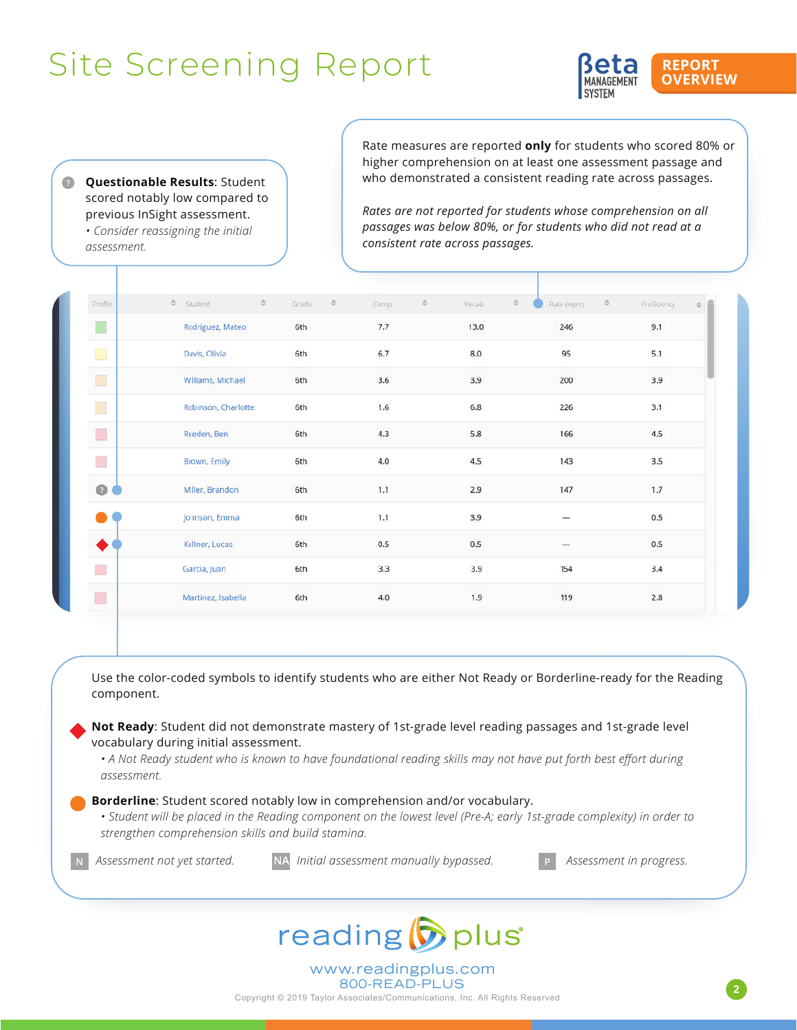# Site Screening Report

**REPORT OVERVIEW**

Rate measures are reported **only** for students who scored 80% or higher comprehension on at least one assessment passage and who demonstrated a consistent reading rate across passages.

*Rates are not reported for students whose comprehension on all passages was below 80%, or for students who did not read at a consistent rate across passages.*

**Questionable Results**: Student scored notably low compared to previous InSight assessment.
• *Consider reassigning the initial assessment.*

| Profile | Student | Grade | Comp | Vocab | Rate (wpm) | Proficiency |
|---|---|---|---|---|---|---|
| | Rodriguez, Mateo | 6th | 7.7 | 13.0 | 246 | 9.1 |
| | Davis, Olivia | 6th | 6.7 | 8.0 | 95 | 5.1 |
| | Williams, Michael | 6th | 3.6 | 3.9 | 200 | 3.9 |
| | Robinson, Charlotte | 6th | 1.6 | 6.8 | 226 | 3.1 |
| | Reeden, Ben | 6th | 4.3 | 5.8 | 166 | 4.5 |
| | Brown, Emily | 6th | 4.0 | 4.5 | 143 | 3.5 |
| ? | Miller, Brandon | 6th | 1.1 | 2.9 | 147 | 1.7 |
| ● | Johnson, Emma | 6th | 1.1 | 3.9 | — | 0.5 |
| ◆ | Kellner, Lucas | 6th | 0.5 | 0.5 | — | 0.5 |
| | Garcia, Juan | 6th | 3.3 | 3.9 | 154 | 3.4 |
| | Martinez, Isabella | 6th | 4.0 | 1.9 | 119 | 2.8 |

Use the color-coded symbols to identify students who are either Not Ready or Borderline-ready for the Reading component.

◆ **Not Ready**: Student did not demonstrate mastery of 1st-grade level reading passages and 1st-grade level vocabulary during initial assessment.
• *A Not Ready student who is known to have foundational reading skills may not have put forth best effort during assessment.*

● **Borderline**: Student scored notably low in comprehension and/or vocabulary.
• *Student will be placed in the Reading component on the lowest level (Pre-A; early 1st-grade complexity) in order to strengthen comprehension skills and build stamina.*

N *Assessment not yet started.* NA *Initial assessment manually bypassed.* P *Assessment in progress.*

reading plus®

www.readingplus.com
800-READ-PLUS
Copyright © 2019 Taylor Associates/Communications, Inc. All Rights Reserved